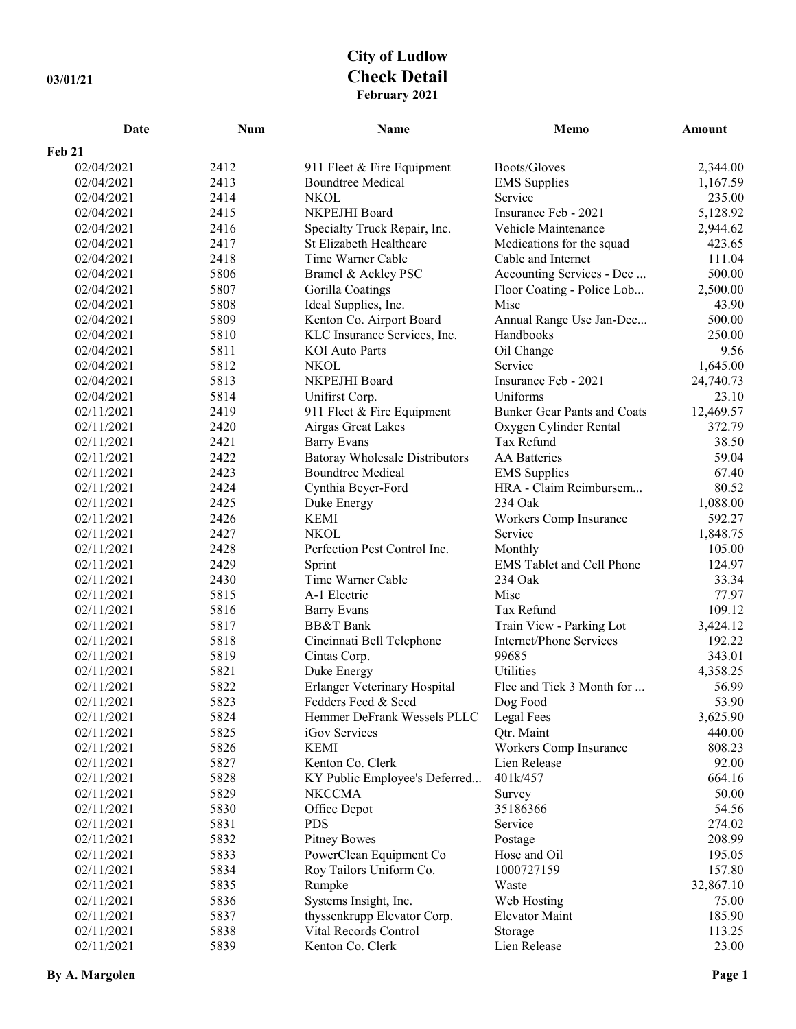# City of Ludlow
## Check Detail
**February 2021**

03/01/21

| Date | Num | Name | Memo | Amount |
|---|---|---|---|---|
| **Feb 21** | | | | |
| 02/04/2021 | 2412 | 911 Fleet & Fire Equipment | Boots/Gloves | 2,344.00 |
| 02/04/2021 | 2413 | Boundtree Medical | EMS Supplies | 1,167.59 |
| 02/04/2021 | 2414 | NKOL | Service | 235.00 |
| 02/04/2021 | 2415 | NKPEJHI Board | Insurance Feb - 2021 | 5,128.92 |
| 02/04/2021 | 2416 | Specialty Truck Repair, Inc. | Vehicle Maintenance | 2,944.62 |
| 02/04/2021 | 2417 | St Elizabeth Healthcare | Medications for the squad | 423.65 |
| 02/04/2021 | 2418 | Time Warner Cable | Cable and Internet | 111.04 |
| 02/04/2021 | 5806 | Bramel & Ackley PSC | Accounting Services - Dec ... | 500.00 |
| 02/04/2021 | 5807 | Gorilla Coatings | Floor Coating - Police Lob... | 2,500.00 |
| 02/04/2021 | 5808 | Ideal Supplies, Inc. | Misc | 43.90 |
| 02/04/2021 | 5809 | Kenton Co. Airport Board | Annual Range Use Jan-Dec... | 500.00 |
| 02/04/2021 | 5810 | KLC Insurance Services, Inc. | Handbooks | 250.00 |
| 02/04/2021 | 5811 | KOI Auto Parts | Oil Change | 9.56 |
| 02/04/2021 | 5812 | NKOL | Service | 1,645.00 |
| 02/04/2021 | 5813 | NKPEJHI Board | Insurance Feb - 2021 | 24,740.73 |
| 02/04/2021 | 5814 | Unifirst Corp. | Uniforms | 23.10 |
| 02/11/2021 | 2419 | 911 Fleet & Fire Equipment | Bunker Gear Pants and Coats | 12,469.57 |
| 02/11/2021 | 2420 | Airgas Great Lakes | Oxygen Cylinder Rental | 372.79 |
| 02/11/2021 | 2421 | Barry Evans | Tax Refund | 38.50 |
| 02/11/2021 | 2422 | Batoray Wholesale Distributors | AA Batteries | 59.04 |
| 02/11/2021 | 2423 | Boundtree Medical | EMS Supplies | 67.40 |
| 02/11/2021 | 2424 | Cynthia Beyer-Ford | HRA - Claim Reimbursem... | 80.52 |
| 02/11/2021 | 2425 | Duke Energy | 234 Oak | 1,088.00 |
| 02/11/2021 | 2426 | KEMI | Workers Comp Insurance | 592.27 |
| 02/11/2021 | 2427 | NKOL | Service | 1,848.75 |
| 02/11/2021 | 2428 | Perfection Pest Control Inc. | Monthly | 105.00 |
| 02/11/2021 | 2429 | Sprint | EMS Tablet and Cell Phone | 124.97 |
| 02/11/2021 | 2430 | Time Warner Cable | 234 Oak | 33.34 |
| 02/11/2021 | 5815 | A-1 Electric | Misc | 77.97 |
| 02/11/2021 | 5816 | Barry Evans | Tax Refund | 109.12 |
| 02/11/2021 | 5817 | BB&T Bank | Train View - Parking Lot | 3,424.12 |
| 02/11/2021 | 5818 | Cincinnati Bell Telephone | Internet/Phone Services | 192.22 |
| 02/11/2021 | 5819 | Cintas Corp. | 99685 | 343.01 |
| 02/11/2021 | 5821 | Duke Energy | Utilities | 4,358.25 |
| 02/11/2021 | 5822 | Erlanger Veterinary Hospital | Flee and Tick 3 Month for ... | 56.99 |
| 02/11/2021 | 5823 | Fedders Feed & Seed | Dog Food | 53.90 |
| 02/11/2021 | 5824 | Hemmer DeFrank Wessels PLLC | Legal Fees | 3,625.90 |
| 02/11/2021 | 5825 | iGov Services | Qtr. Maint | 440.00 |
| 02/11/2021 | 5826 | KEMI | Workers Comp Insurance | 808.23 |
| 02/11/2021 | 5827 | Kenton Co. Clerk | Lien Release | 92.00 |
| 02/11/2021 | 5828 | KY Public Employee's Deferred... | 401k/457 | 664.16 |
| 02/11/2021 | 5829 | NKCCMA | Survey | 50.00 |
| 02/11/2021 | 5830 | Office Depot | 35186366 | 54.56 |
| 02/11/2021 | 5831 | PDS | Service | 274.02 |
| 02/11/2021 | 5832 | Pitney Bowes | Postage | 208.99 |
| 02/11/2021 | 5833 | PowerClean Equipment Co | Hose and Oil | 195.05 |
| 02/11/2021 | 5834 | Roy Tailors Uniform Co. | 1000727159 | 157.80 |
| 02/11/2021 | 5835 | Rumpke | Waste | 32,867.10 |
| 02/11/2021 | 5836 | Systems Insight, Inc. | Web Hosting | 75.00 |
| 02/11/2021 | 5837 | thyssenkrupp Elevator Corp. | Elevator Maint | 185.90 |
| 02/11/2021 | 5838 | Vital Records Control | Storage | 113.25 |
| 02/11/2021 | 5839 | Kenton Co. Clerk | Lien Release | 23.00 |

By A. Margolen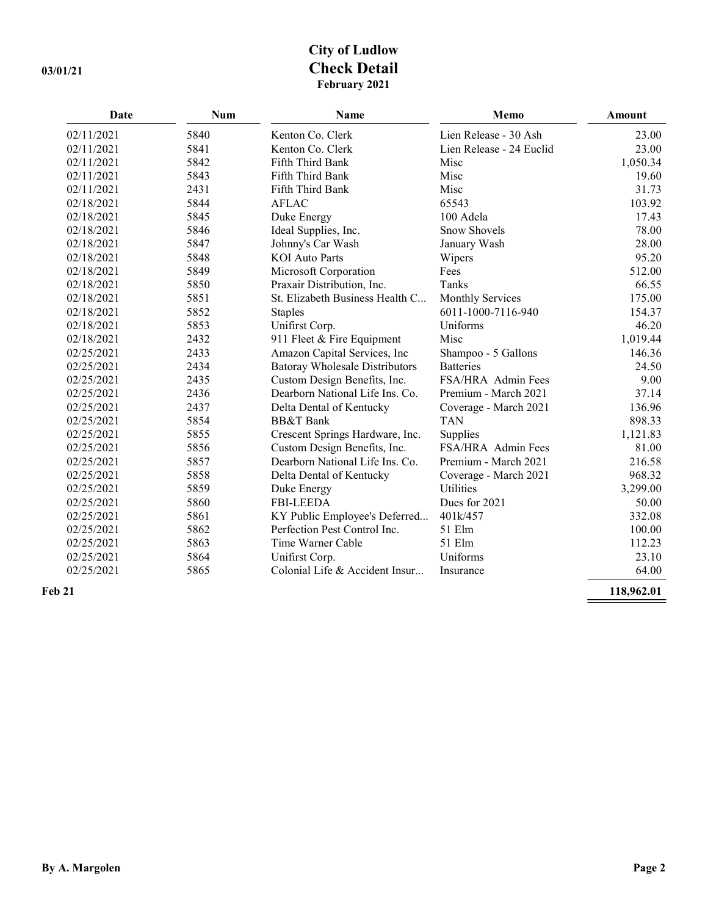# City of Ludlow

## Check Detail

**February 2021**

| Date | Num | Name | Memo | Amount |
|---|---|---|---|---|
| 02/11/2021 | 5840 | Kenton Co. Clerk | Lien Release - 30 Ash | 23.00 |
| 02/11/2021 | 5841 | Kenton Co. Clerk | Lien Release - 24 Euclid | 23.00 |
| 02/11/2021 | 5842 | Fifth Third Bank | Misc | 1,050.34 |
| 02/11/2021 | 5843 | Fifth Third Bank | Misc | 19.60 |
| 02/11/2021 | 2431 | Fifth Third Bank | Misc | 31.73 |
| 02/18/2021 | 5844 | AFLAC | 65543 | 103.92 |
| 02/18/2021 | 5845 | Duke Energy | 100 Adela | 17.43 |
| 02/18/2021 | 5846 | Ideal Supplies, Inc. | Snow Shovels | 78.00 |
| 02/18/2021 | 5847 | Johnny's Car Wash | January Wash | 28.00 |
| 02/18/2021 | 5848 | KOI Auto Parts | Wipers | 95.20 |
| 02/18/2021 | 5849 | Microsoft Corporation | Fees | 512.00 |
| 02/18/2021 | 5850 | Praxair Distribution, Inc. | Tanks | 66.55 |
| 02/18/2021 | 5851 | St. Elizabeth Business Health C... | Monthly Services | 175.00 |
| 02/18/2021 | 5852 | Staples | 6011-1000-7116-940 | 154.37 |
| 02/18/2021 | 5853 | Unifirst Corp. | Uniforms | 46.20 |
| 02/18/2021 | 2432 | 911 Fleet & Fire Equipment | Misc | 1,019.44 |
| 02/25/2021 | 2433 | Amazon Capital Services, Inc | Shampoo - 5 Gallons | 146.36 |
| 02/25/2021 | 2434 | Batoray Wholesale Distributors | Batteries | 24.50 |
| 02/25/2021 | 2435 | Custom Design Benefits, Inc. | FSA/HRA Admin Fees | 9.00 |
| 02/25/2021 | 2436 | Dearborn National Life Ins. Co. | Premium - March 2021 | 37.14 |
| 02/25/2021 | 2437 | Delta Dental of Kentucky | Coverage - March 2021 | 136.96 |
| 02/25/2021 | 5854 | BB&T Bank | TAN | 898.33 |
| 02/25/2021 | 5855 | Crescent Springs Hardware, Inc. | Supplies | 1,121.83 |
| 02/25/2021 | 5856 | Custom Design Benefits, Inc. | FSA/HRA Admin Fees | 81.00 |
| 02/25/2021 | 5857 | Dearborn National Life Ins. Co. | Premium - March 2021 | 216.58 |
| 02/25/2021 | 5858 | Delta Dental of Kentucky | Coverage - March 2021 | 968.32 |
| 02/25/2021 | 5859 | Duke Energy | Utilities | 3,299.00 |
| 02/25/2021 | 5860 | FBI-LEEDA | Dues for 2021 | 50.00 |
| 02/25/2021 | 5861 | KY Public Employee's Deferred... | 401k/457 | 332.08 |
| 02/25/2021 | 5862 | Perfection Pest Control Inc. | 51 Elm | 100.00 |
| 02/25/2021 | 5863 | Time Warner Cable | 51 Elm | 112.23 |
| 02/25/2021 | 5864 | Unifirst Corp. | Uniforms | 23.10 |
| 02/25/2021 | 5865 | Colonial Life & Accident Insur... | Insurance | 64.00 |
| **Feb 21** | | | | **118,962.01** |

**By A. Margolen**